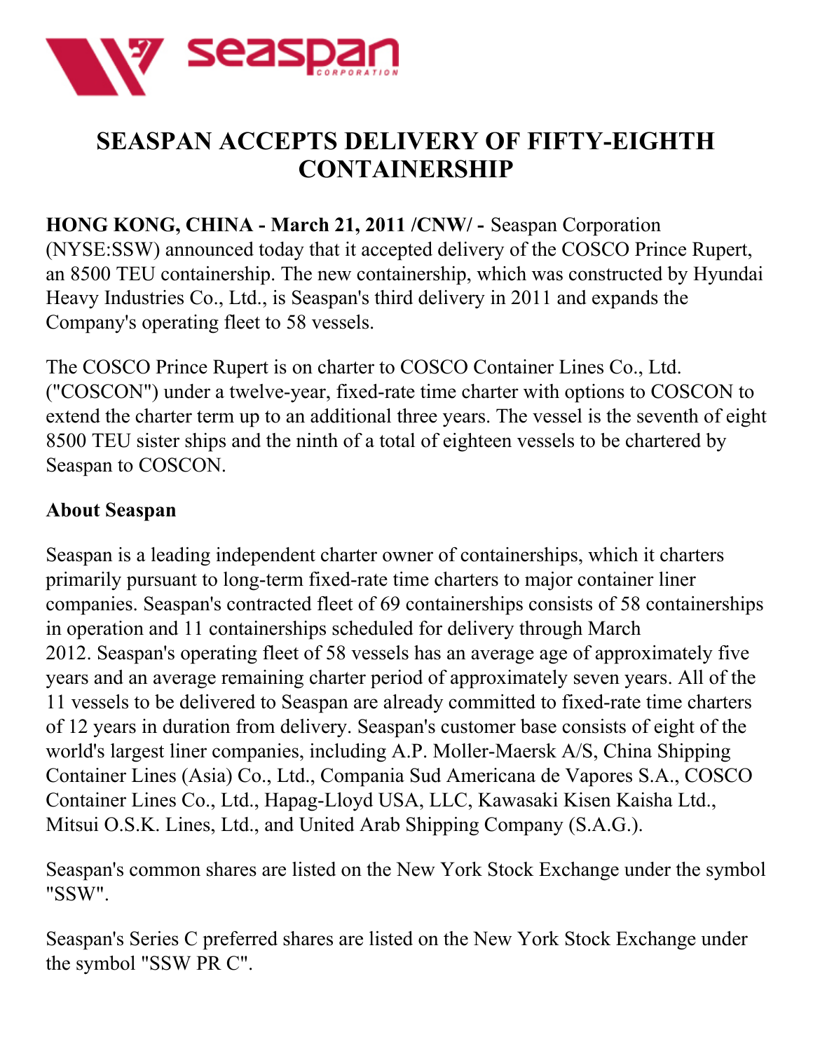# SEASPAN ACCEPTS DELIVERY OF FIFTY-EIGHTH CONTAINERSHIP

**HONG KONG, CHINA - March 21, 2011 /CNW/ -** Seaspan Corporation (NYSE:SSW) announced today that it accepted delivery of the COSCO Prince Rupert, an 8500 TEU containership. The new containership, which was constructed by Hyundai Heavy Industries Co., Ltd., is Seaspan's third delivery in 2011 and expands the Company's operating fleet to 58 vessels.

The COSCO Prince Rupert is on charter to COSCO Container Lines Co., Ltd. ("COSCON") under a twelve-year, fixed-rate time charter with options to COSCON to extend the charter term up to an additional three years. The vessel is the seventh of eight 8500 TEU sister ships and the ninth of a total of eighteen vessels to be chartered by Seaspan to COSCON.

**About Seaspan**

Seaspan is a leading independent charter owner of containerships, which it charters primarily pursuant to long-term fixed-rate time charters to major container liner companies. Seaspan's contracted fleet of 69 containerships consists of 58 containerships in operation and 11 containerships scheduled for delivery through March 2012. Seaspan's operating fleet of 58 vessels has an average age of approximately five years and an average remaining charter period of approximately seven years. All of the 11 vessels to be delivered to Seaspan are already committed to fixed-rate time charters of 12 years in duration from delivery. Seaspan's customer base consists of eight of the world's largest liner companies, including A.P. Moller-Maersk A/S, China Shipping Container Lines (Asia) Co., Ltd., Compania Sud Americana de Vapores S.A., COSCO Container Lines Co., Ltd., Hapag-Lloyd USA, LLC, Kawasaki Kisen Kaisha Ltd., Mitsui O.S.K. Lines, Ltd., and United Arab Shipping Company (S.A.G.).

Seaspan's common shares are listed on the New York Stock Exchange under the symbol "SSW".

Seaspan's Series C preferred shares are listed on the New York Stock Exchange under the symbol "SSW PR C".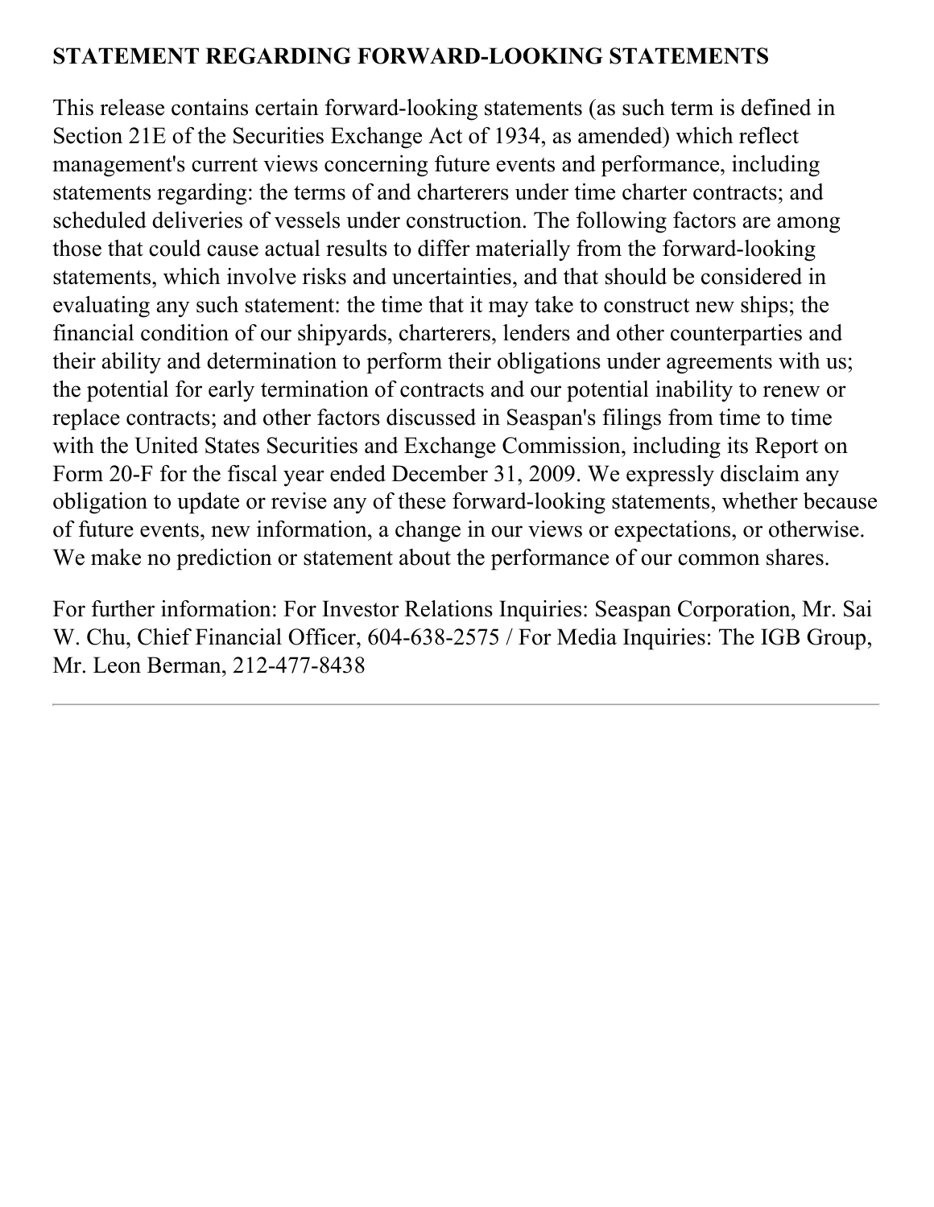**STATEMENT REGARDING FORWARD-LOOKING STATEMENTS**

This release contains certain forward-looking statements (as such term is defined in Section 21E of the Securities Exchange Act of 1934, as amended) which reflect management's current views concerning future events and performance, including statements regarding: the terms of and charterers under time charter contracts; and scheduled deliveries of vessels under construction. The following factors are among those that could cause actual results to differ materially from the forward-looking statements, which involve risks and uncertainties, and that should be considered in evaluating any such statement: the time that it may take to construct new ships; the financial condition of our shipyards, charterers, lenders and other counterparties and their ability and determination to perform their obligations under agreements with us; the potential for early termination of contracts and our potential inability to renew or replace contracts; and other factors discussed in Seaspan's filings from time to time with the United States Securities and Exchange Commission, including its Report on Form 20-F for the fiscal year ended December 31, 2009. We expressly disclaim any obligation to update or revise any of these forward-looking statements, whether because of future events, new information, a change in our views or expectations, or otherwise. We make no prediction or statement about the performance of our common shares.

For further information: For Investor Relations Inquiries: Seaspan Corporation, Mr. Sai W. Chu, Chief Financial Officer, 604-638-2575 / For Media Inquiries: The IGB Group, Mr. Leon Berman, 212-477-8438